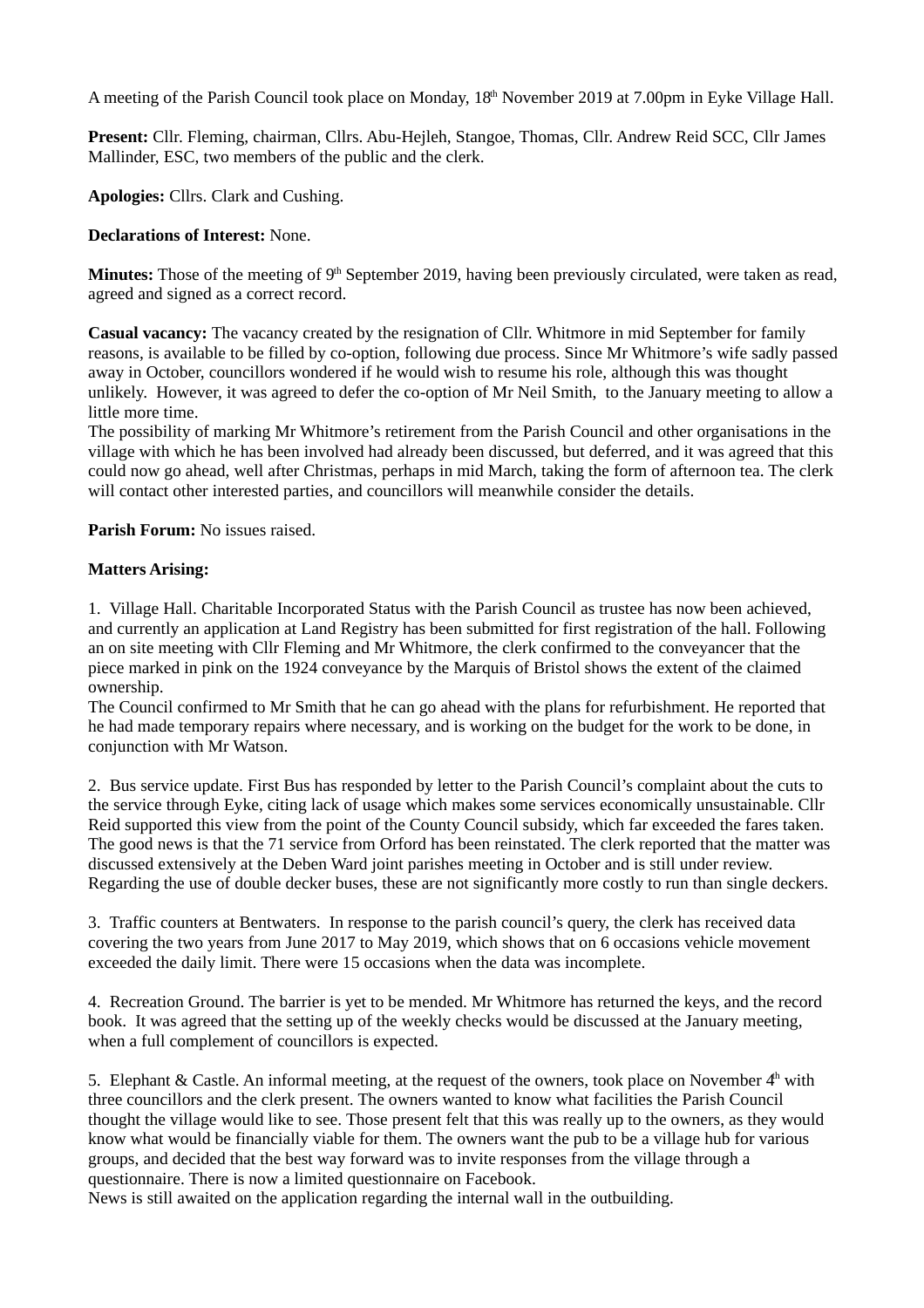A meeting of the Parish Council took place on Monday, 18th November 2019 at 7.00pm in Eyke Village Hall.

**Present:** Cllr. Fleming, chairman, Cllrs. Abu-Hejleh, Stangoe, Thomas, Cllr. Andrew Reid SCC, Cllr James Mallinder, ESC, two members of the public and the clerk.

**Apologies:** Cllrs. Clark and Cushing.

**Declarations of Interest:** None.

**Minutes:** Those of the meeting of 9th September 2019, having been previously circulated, were taken as read, agreed and signed as a correct record.

**Casual vacancy:** The vacancy created by the resignation of Cllr. Whitmore in mid September for family reasons, is available to be filled by co-option, following due process. Since Mr Whitmore's wife sadly passed away in October, councillors wondered if he would wish to resume his role, although this was thought unlikely. However, it was agreed to defer the co-option of Mr Neil Smith, to the January meeting to allow a little more time.
The possibility of marking Mr Whitmore's retirement from the Parish Council and other organisations in the village with which he has been involved had already been discussed, but deferred, and it was agreed that this could now go ahead, well after Christmas, perhaps in mid March, taking the form of afternoon tea. The clerk will contact other interested parties, and councillors will meanwhile consider the details.

**Parish Forum:** No issues raised.

**Matters Arising:**

1. Village Hall. Charitable Incorporated Status with the Parish Council as trustee has now been achieved, and currently an application at Land Registry has been submitted for first registration of the hall. Following an on site meeting with Cllr Fleming and Mr Whitmore, the clerk confirmed to the conveyancer that the piece marked in pink on the 1924 conveyance by the Marquis of Bristol shows the extent of the claimed ownership.
The Council confirmed to Mr Smith that he can go ahead with the plans for refurbishment. He reported that he had made temporary repairs where necessary, and is working on the budget for the work to be done, in conjunction with Mr Watson.

2. Bus service update. First Bus has responded by letter to the Parish Council's complaint about the cuts to the service through Eyke, citing lack of usage which makes some services economically unsustainable. Cllr Reid supported this view from the point of the County Council subsidy, which far exceeded the fares taken. The good news is that the 71 service from Orford has been reinstated. The clerk reported that the matter was discussed extensively at the Deben Ward joint parishes meeting in October and is still under review. Regarding the use of double decker buses, these are not significantly more costly to run than single deckers.

3. Traffic counters at Bentwaters. In response to the parish council's query, the clerk has received data covering the two years from June 2017 to May 2019, which shows that on 6 occasions vehicle movement exceeded the daily limit. There were 15 occasions when the data was incomplete.

4. Recreation Ground. The barrier is yet to be mended. Mr Whitmore has returned the keys, and the record book. It was agreed that the setting up of the weekly checks would be discussed at the January meeting, when a full complement of councillors is expected.

5. Elephant & Castle. An informal meeting, at the request of the owners, took place on November 4th with three councillors and the clerk present. The owners wanted to know what facilities the Parish Council thought the village would like to see. Those present felt that this was really up to the owners, as they would know what would be financially viable for them. The owners want the pub to be a village hub for various groups, and decided that the best way forward was to invite responses from the village through a questionnaire. There is now a limited questionnaire on Facebook.
News is still awaited on the application regarding the internal wall in the outbuilding.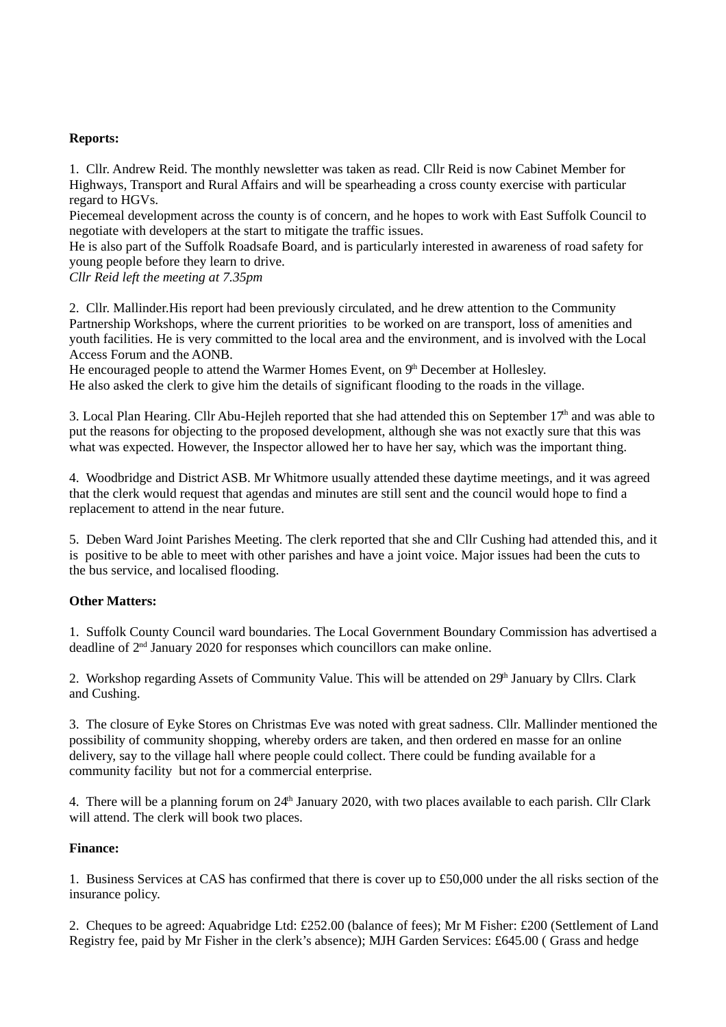**Reports:**

1. Cllr. Andrew Reid. The monthly newsletter was taken as read. Cllr Reid is now Cabinet Member for Highways, Transport and Rural Affairs and will be spearheading a cross county exercise with particular regard to HGVs.
Piecemeal development across the county is of concern, and he hopes to work with East Suffolk Council to negotiate with developers at the start to mitigate the traffic issues.
He is also part of the Suffolk Roadsafe Board, and is particularly interested in awareness of road safety for young people before they learn to drive.
*Cllr Reid left the meeting at 7.35pm*

2. Cllr. Mallinder.His report had been previously circulated, and he drew attention to the Community Partnership Workshops, where the current priorities to be worked on are transport, loss of amenities and youth facilities. He is very committed to the local area and the environment, and is involved with the Local Access Forum and the AONB.
He encouraged people to attend the Warmer Homes Event, on 9th December at Hollesley.
He also asked the clerk to give him the details of significant flooding to the roads in the village.

3. Local Plan Hearing. Cllr Abu-Hejleh reported that she had attended this on September 17th and was able to put the reasons for objecting to the proposed development, although she was not exactly sure that this was what was expected. However, the Inspector allowed her to have her say, which was the important thing.

4. Woodbridge and District ASB. Mr Whitmore usually attended these daytime meetings, and it was agreed that the clerk would request that agendas and minutes are still sent and the council would hope to find a replacement to attend in the near future.

5. Deben Ward Joint Parishes Meeting. The clerk reported that she and Cllr Cushing had attended this, and it is positive to be able to meet with other parishes and have a joint voice. Major issues had been the cuts to the bus service, and localised flooding.

**Other Matters:**

1. Suffolk County Council ward boundaries. The Local Government Boundary Commission has advertised a deadline of 2nd January 2020 for responses which councillors can make online.

2. Workshop regarding Assets of Community Value. This will be attended on 29th January by Cllrs. Clark and Cushing.

3. The closure of Eyke Stores on Christmas Eve was noted with great sadness. Cllr. Mallinder mentioned the possibility of community shopping, whereby orders are taken, and then ordered en masse for an online delivery, say to the village hall where people could collect. There could be funding available for a community facility but not for a commercial enterprise.

4. There will be a planning forum on 24th January 2020, with two places available to each parish. Cllr Clark will attend. The clerk will book two places.

**Finance:**

1. Business Services at CAS has confirmed that there is cover up to £50,000 under the all risks section of the insurance policy.

2. Cheques to be agreed: Aquabridge Ltd: £252.00 (balance of fees); Mr M Fisher: £200 (Settlement of Land Registry fee, paid by Mr Fisher in the clerk's absence); MJH Garden Services: £645.00 ( Grass and hedge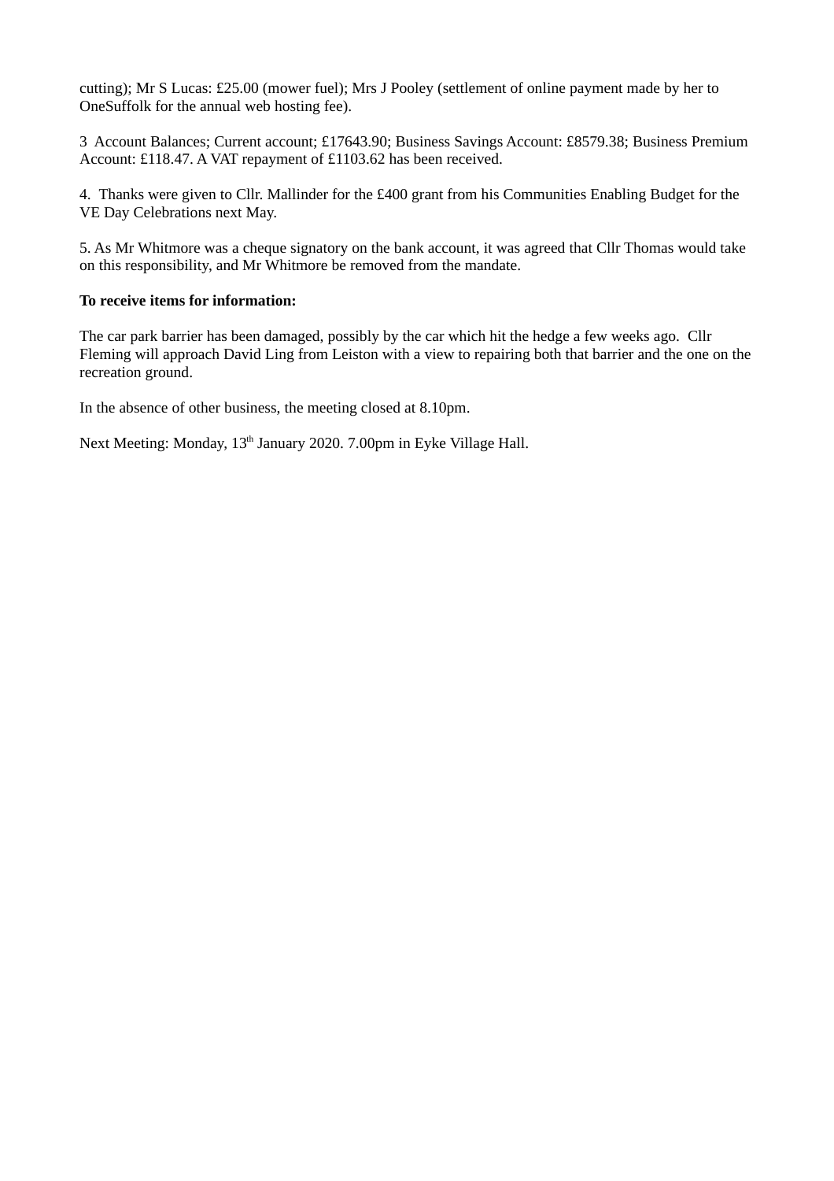cutting); Mr S Lucas: £25.00 (mower fuel); Mrs J Pooley (settlement of online payment made by her to OneSuffolk for the annual web hosting fee).

3 Account Balances; Current account; £17643.90; Business Savings Account: £8579.38; Business Premium Account: £118.47. A VAT repayment of £1103.62 has been received.

4. Thanks were given to Cllr. Mallinder for the £400 grant from his Communities Enabling Budget for the VE Day Celebrations next May.

5. As Mr Whitmore was a cheque signatory on the bank account, it was agreed that Cllr Thomas would take on this responsibility, and Mr Whitmore be removed from the mandate.

**To receive items for information:**

The car park barrier has been damaged, possibly by the car which hit the hedge a few weeks ago. Cllr Fleming will approach David Ling from Leiston with a view to repairing both that barrier and the one on the recreation ground.

In the absence of other business, the meeting closed at 8.10pm.

Next Meeting: Monday, 13th January 2020. 7.00pm in Eyke Village Hall.